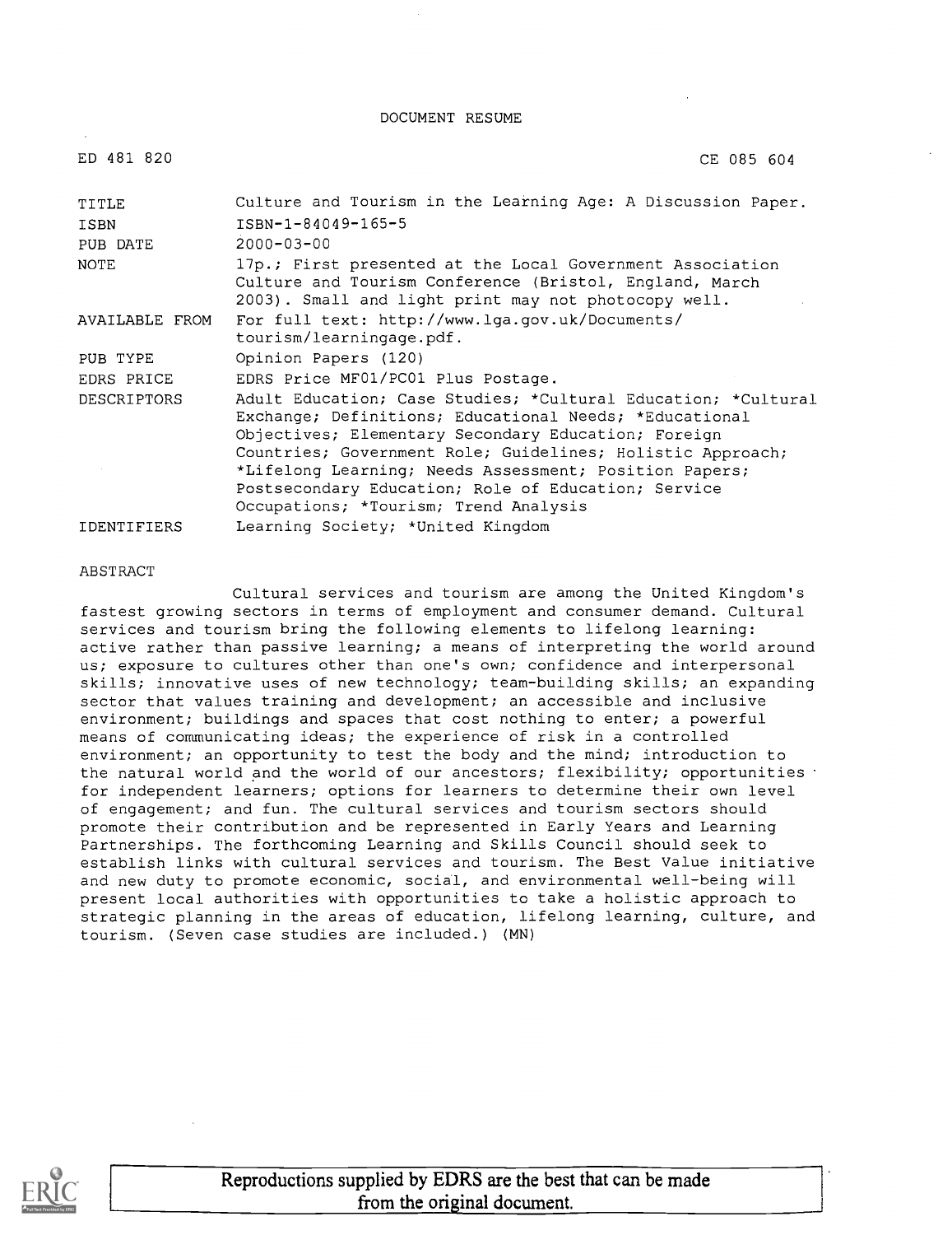DOCUMENT RESUME

| | |
|---|---|
| ED 481 820 | CE 085 604 |
| TITLE | Culture and Tourism in the Learning Age: A Discussion Paper. |
| ISBN | ISBN-1-84049-165-5 |
| PUB DATE | 2000-03-00 |
| NOTE | 17p.; First presented at the Local Government Association Culture and Tourism Conference (Bristol, England, March 2003). Small and light print may not photocopy well. |
| AVAILABLE FROM | For full text: http://www.lga.gov.uk/Documents/tourism/learningage.pdf. |
| PUB TYPE | Opinion Papers (120) |
| EDRS PRICE | EDRS Price MF01/PC01 Plus Postage. |
| DESCRIPTORS | Adult Education; Case Studies; *Cultural Education; *Cultural Exchange; Definitions; Educational Needs; *Educational Objectives; Elementary Secondary Education; Foreign Countries; Government Role; Guidelines; Holistic Approach; *Lifelong Learning; Needs Assessment; Position Papers; Postsecondary Education; Role of Education; Service Occupations; *Tourism; Trend Analysis |
| IDENTIFIERS | Learning Society; *United Kingdom |

ABSTRACT

Cultural services and tourism are among the United Kingdom's fastest growing sectors in terms of employment and consumer demand. Cultural services and tourism bring the following elements to lifelong learning: active rather than passive learning; a means of interpreting the world around us; exposure to cultures other than one's own; confidence and interpersonal skills; innovative uses of new technology; team-building skills; an expanding sector that values training and development; an accessible and inclusive environment; buildings and spaces that cost nothing to enter; a powerful means of communicating ideas; the experience of risk in a controlled environment; an opportunity to test the body and the mind; introduction to the natural world and the world of our ancestors; flexibility; opportunities for independent learners; options for learners to determine their own level of engagement; and fun. The cultural services and tourism sectors should promote their contribution and be represented in Early Years and Learning Partnerships. The forthcoming Learning and Skills Council should seek to establish links with cultural services and tourism. The Best Value initiative and new duty to promote economic, social, and environmental well-being will present local authorities with opportunities to take a holistic approach to strategic planning in the areas of education, lifelong learning, culture, and tourism. (Seven case studies are included.) (MN)

Reproductions supplied by EDRS are the best that can be made from the original document.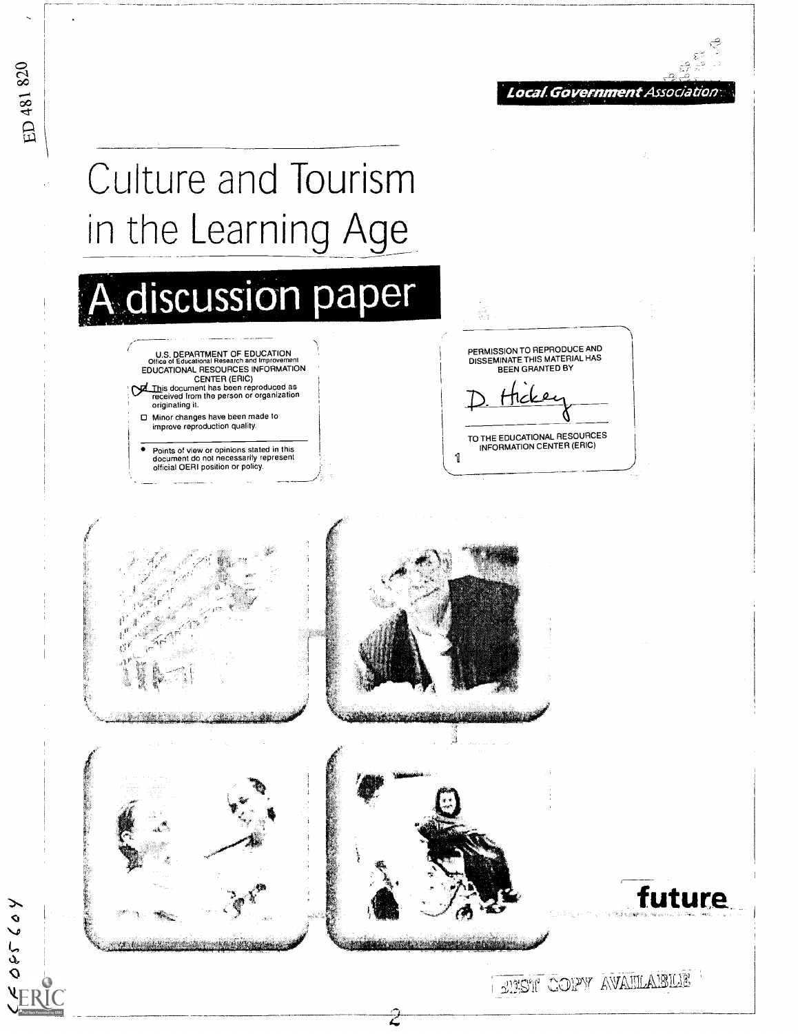ED 481 820

Local Government Association

# Culture and Tourism in the Learning Age

## A discussion paper

U.S. DEPARTMENT OF EDUCATION
Office of Educational Research and Improvement
EDUCATIONAL RESOURCES INFORMATION CENTER (ERIC)

- [x] This document has been reproduced as received from the person or organization originating it.
- [ ] Minor changes have been made to improve reproduction quality.

- Points of view or opinions stated in this document do not necessarily represent official OERI position or policy.

PERMISSION TO REPRODUCE AND DISSEMINATE THIS MATERIAL HAS BEEN GRANTED BY

D. Hickey

TO THE EDUCATIONAL RESOURCES INFORMATION CENTER (ERIC)

1

future

BEST COPY AVAILABLE

CE 085 604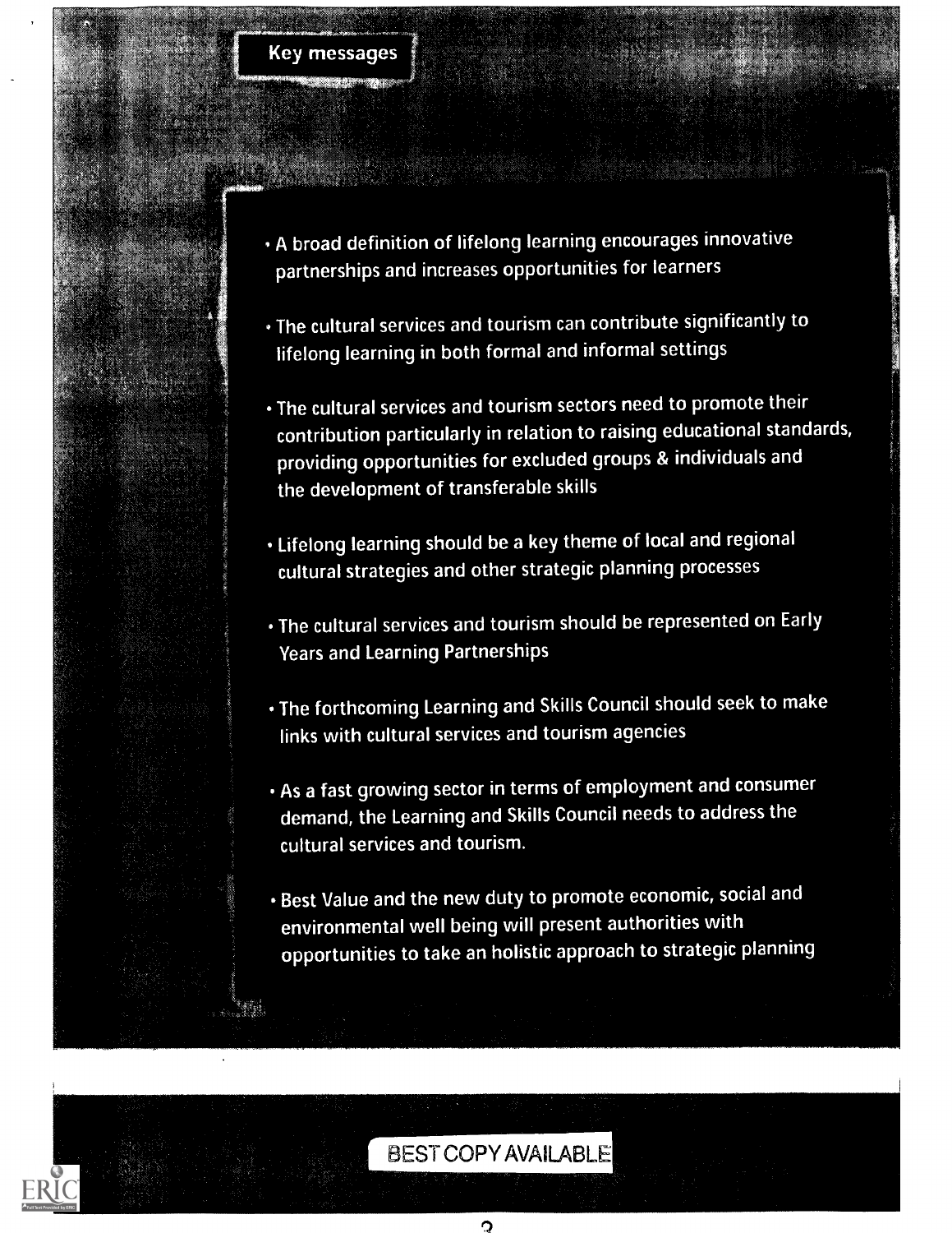## Key messages

- A broad definition of lifelong learning encourages innovative partnerships and increases opportunities for learners
- The cultural services and tourism can contribute significantly to lifelong learning in both formal and informal settings
- The cultural services and tourism sectors need to promote their contribution particularly in relation to raising educational standards, providing opportunities for excluded groups & individuals and the development of transferable skills
- Lifelong learning should be a key theme of local and regional cultural strategies and other strategic planning processes
- The cultural services and tourism should be represented on Early Years and Learning Partnerships
- The forthcoming Learning and Skills Council should seek to make links with cultural services and tourism agencies
- As a fast growing sector in terms of employment and consumer demand, the Learning and Skills Council needs to address the cultural services and tourism.
- Best Value and the new duty to promote economic, social and environmental well being will present authorities with opportunities to take an holistic approach to strategic planning

BEST COPY AVAILABLE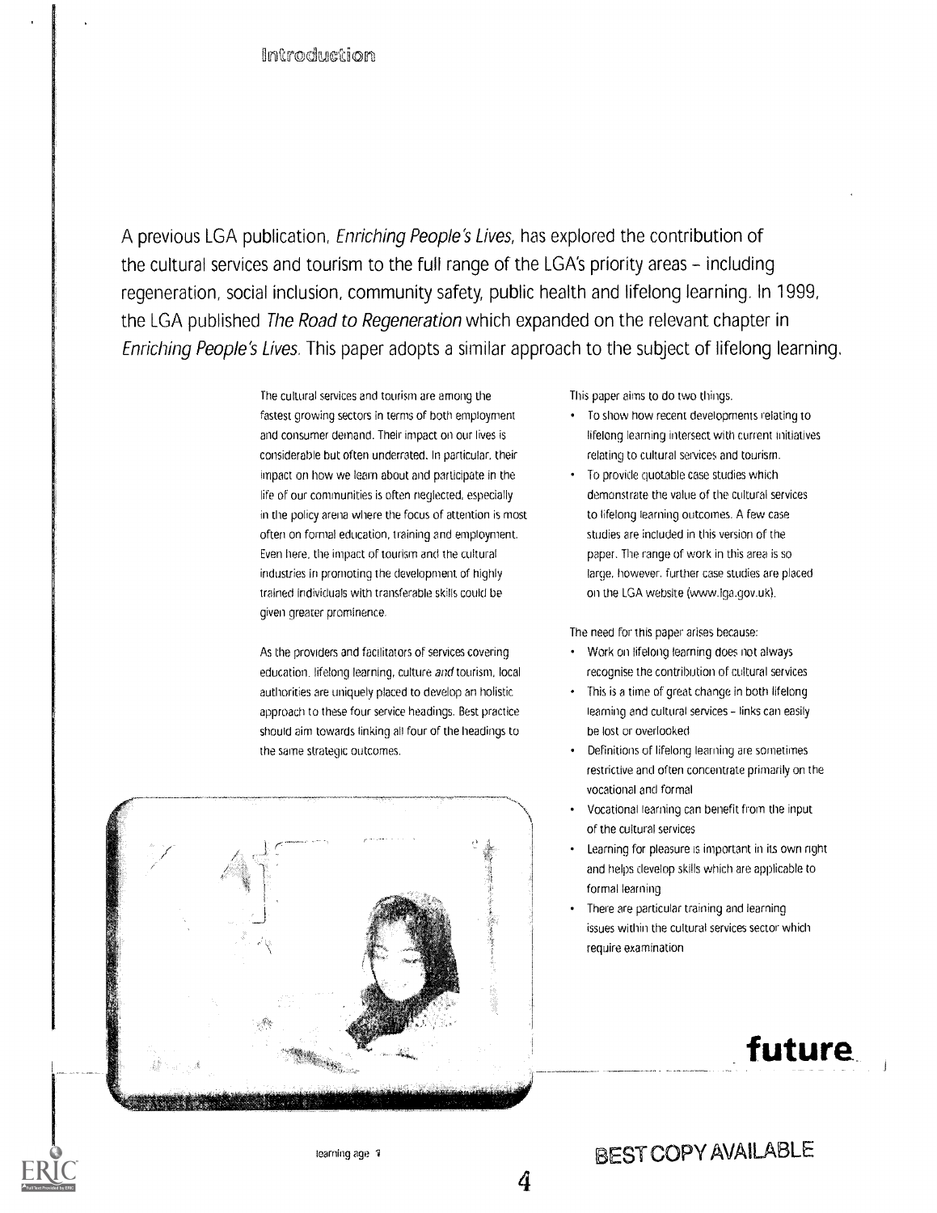# Introduction

A previous LGA publication, *Enriching People's Lives*, has explored the contribution of the cultural services and tourism to the full range of the LGA's priority areas – including regeneration, social inclusion, community safety, public health and lifelong learning. In 1999, the LGA published *The Road to Regeneration* which expanded on the relevant chapter in *Enriching People's Lives*. This paper adopts a similar approach to the subject of lifelong learning.

The cultural services and tourism are among the fastest growing sectors in terms of both employment and consumer demand. Their impact on our lives is considerable but often underrated. In particular, their impact on how we learn about and participate in the life of our communities is often neglected, especially in the policy arena where the focus of attention is most often on formal education, training and employment. Even here, the impact of tourism and the cultural industries in promoting the development of highly trained individuals with transferable skills could be given greater prominence.

As the providers and facilitators of services covering education, lifelong learning, culture *and* tourism, local authorities are uniquely placed to develop an holistic approach to these four service headings. Best practice should aim towards linking all four of the headings to the same strategic outcomes.

This paper aims to do two things.

- To show how recent developments relating to lifelong learning intersect with current initiatives relating to cultural services and tourism.
- To provide quotable case studies which demonstrate the value of the cultural services to lifelong learning outcomes. A few case studies are included in this version of the paper. The range of work in this area is so large, however, further case studies are placed on the LGA website (www.lga.gov.uk).

The need for this paper arises because:

- Work on lifelong learning does not always recognise the contribution of cultural services
- This is a time of great change in both lifelong learning and cultural services – links can easily be lost or overlooked
- Definitions of lifelong learning are sometimes restrictive and often concentrate primarily on the vocational and formal
- Vocational learning can benefit from the input of the cultural services
- Learning for pleasure is important in its own right and helps develop skills which are applicable to formal learning
- There are particular training and learning issues within the cultural services sector which require examination

**future**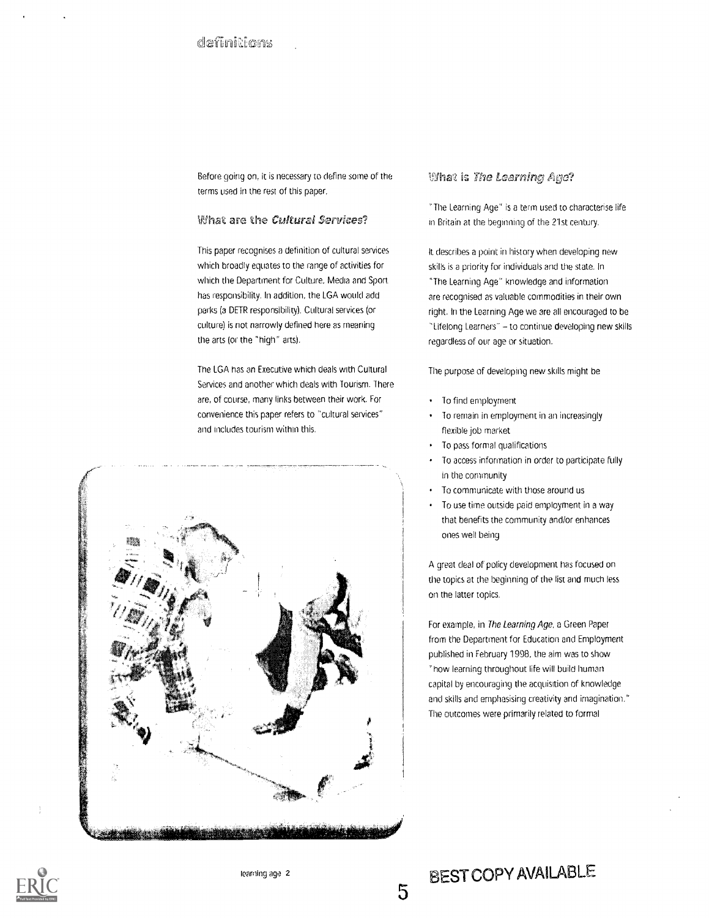# definitions

Before going on, it is necessary to define some of the terms used in the rest of this paper.

## What are the *Cultural Services*?

This paper recognises a definition of cultural services which broadly equates to the range of activities for which the Department for Culture, Media and Sport has responsibility. In addition, the LGA would add parks (a DETR responsibility). Cultural services (or culture) is not narrowly defined here as meaning the arts (or the "high" arts).

The LGA has an Executive which deals with Cultural Services and another which deals with Tourism. There are, of course, many links between their work. For convenience this paper refers to "cultural services" and includes tourism within this.

## What is *The Learning Age*?

"The Learning Age" is a term used to characterise life in Britain at the beginning of the 21st century.

It describes a point in history when developing new skills is a priority for individuals and the state. In "The Learning Age" knowledge and information are recognised as valuable commodities in their own right. In the Learning Age we are all encouraged to be "Lifelong Learners" – to continue developing new skills regardless of our age or situation.

The purpose of developing new skills might be

- To find employment
- To remain in employment in an increasingly flexible job market
- To pass formal qualifications
- To access information in order to participate fully in the community
- To communicate with those around us
- To use time outside paid employment in a way that benefits the community and/or enhances ones well being

A great deal of policy development has focused on the topics at the beginning of the list and much less on the latter topics.

For example, in *The Learning Age*, a Green Paper from the Department for Education and Employment published in February 1998, the aim was to show "how learning throughout life will build human capital by encouraging the acquisition of knowledge and skills and emphasising creativity and imagination." The outcomes were primarily related to formal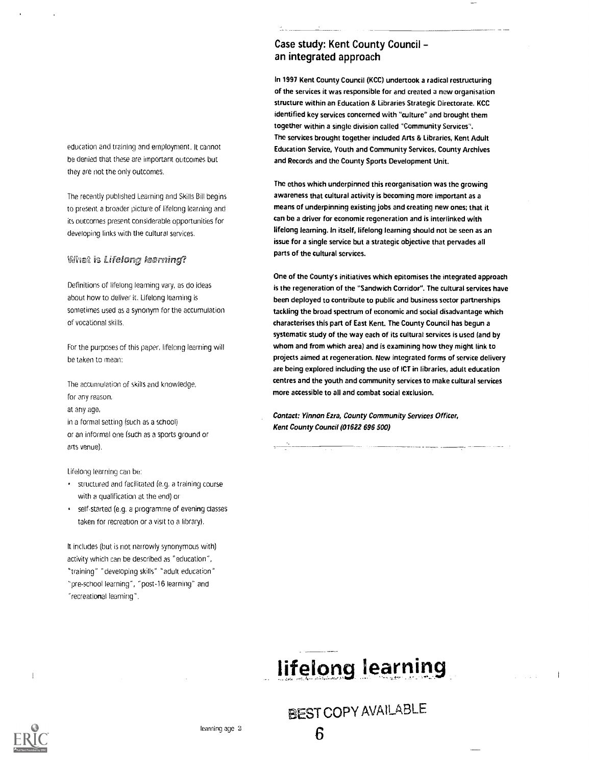education and training and employment. It cannot be denied that these are important outcomes but they are not the only outcomes.

The recently published Learning and Skills Bill begins to present a broader picture of lifelong learning and its outcomes present considerable opportunities for developing links with the cultural services.

### What is *Lifelong learning*?

Definitions of lifelong learning vary, as do ideas about how to deliver it. Lifelong learning is sometimes used as a synonym for the accumulation of vocational skills.

For the purposes of this paper, lifelong learning will be taken to mean:

The accumulation of skills and knowledge,  
for any reason,  
at any age,  
in a formal setting (such as a school)  
or an informal one (such as a sports ground or arts venue).

Lifelong learning can be:

- structured and facilitated (e.g. a training course with a qualification at the end) or
- self-started (e.g. a programme of evening classes taken for recreation or a visit to a library).

It includes (but is not narrowly synonymous with) activity which can be described as "education", "training" "developing skills" "adult education" "pre-school learning", "post-16 learning" and "recreational learning".

## Case study: Kent County Council – an integrated approach

In 1997 Kent County Council (KCC) undertook a radical restructuring of the services it was responsible for and created a new organisation structure within an Education & Libraries Strategic Directorate. KCC identified key services concerned with "culture" and brought them together within a single division called "Community Services". The services brought together included Arts & Libraries, Kent Adult Education Service, Youth and Community Services, County Archives and Records and the County Sports Development Unit.

The ethos which underpinned this reorganisation was the growing awareness that cultural activity is becoming more important as a means of underpinning existing jobs and creating new ones; that it can be a driver for economic regeneration and is interlinked with lifelong learning. In itself, lifelong learning should not be seen as an issue for a single service but a strategic objective that pervades all parts of the cultural services.

One of the County's initiatives which epitomises the integrated approach is the regeneration of the "Sandwich Corridor". The cultural services have been deployed to contribute to public and business sector partnerships tackling the broad spectrum of economic and social disadvantage which characterises this part of East Kent. The County Council has begun a systematic study of the way each of its cultural services is used (and by whom and from which area) and is examining how they might link to projects aimed at regeneration. New integrated forms of service delivery are being explored including the use of ICT in libraries, adult education centres and the youth and community services to make cultural services more accessible to all and combat social exclusion.

*Contact: Yinnon Ezra, County Community Services Officer, Kent County Council (01622 696 500)*

**lifelong learning**

BEST COPY AVAILABLE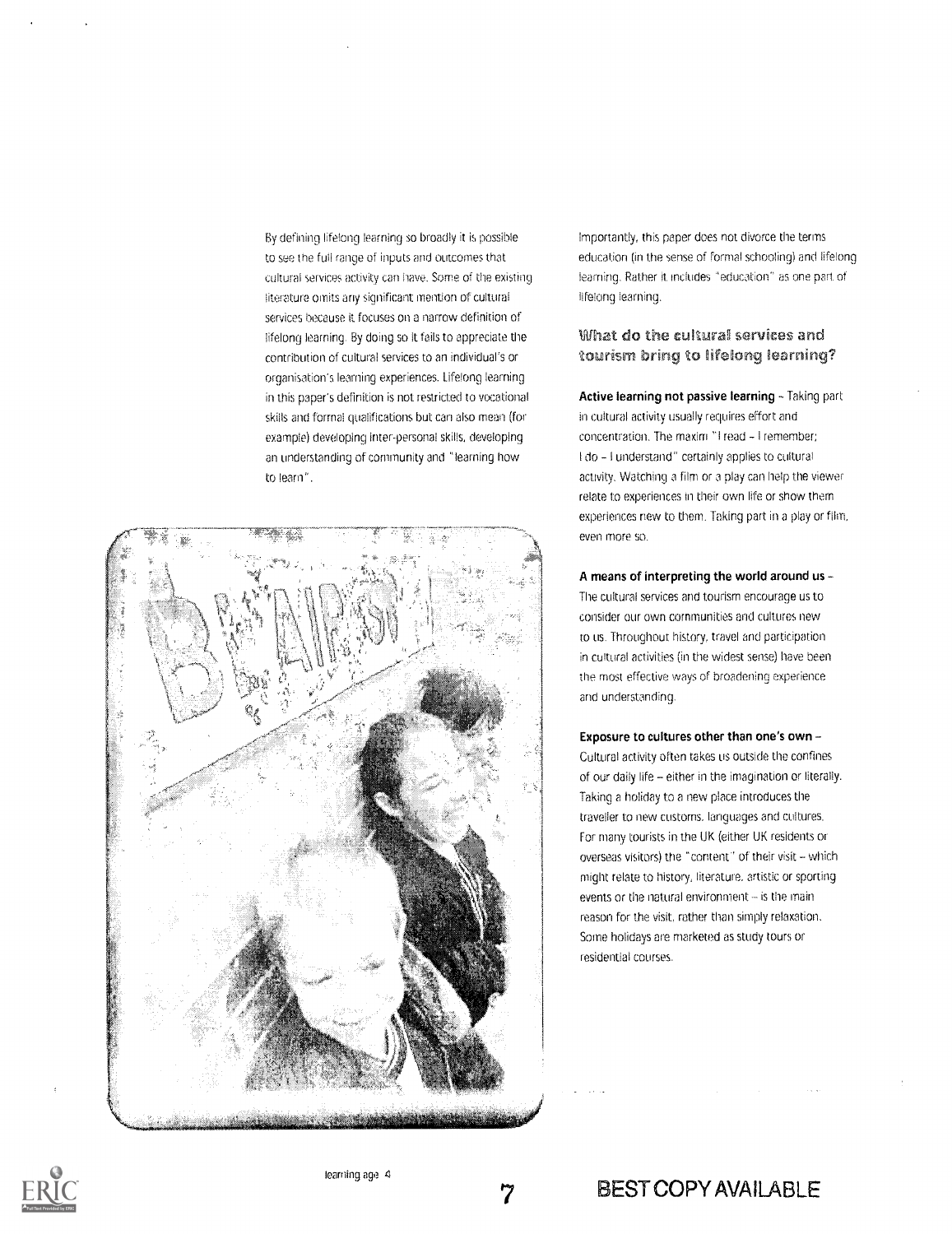By defining lifelong learning so broadly it is possible to see the full range of inputs and outcomes that cultural services activity can have. Some of the existing literature omits any significant mention of cultural services because it focuses on a narrow definition of lifelong learning. By doing so it fails to appreciate the contribution of cultural services to an individual's or organisation's learning experiences. Lifelong learning in this paper's definition is not restricted to vocational skills and formal qualifications but can also mean (for example) developing inter-personal skills, developing an understanding of community and "learning how to learn".

Importantly, this paper does not divorce the terms education (in the sense of formal schooling) and lifelong learning. Rather it includes "education" as one part of lifelong learning.

## What do the cultural services and tourism bring to lifelong learning?

**Active learning not passive learning** – Taking part in cultural activity usually requires effort and concentration. The maxim "I read – I remember; I do – I understand" certainly applies to cultural activity. Watching a film or a play can help the viewer relate to experiences in their own life or show them experiences new to them. Taking part in a play or film, even more so.

**A means of interpreting the world around us** – The cultural services and tourism encourage us to consider our own communities and cultures new to us. Throughout history, travel and participation in cultural activities (in the widest sense) have been the most effective ways of broadening experience and understanding.

**Exposure to cultures other than one's own** – Cultural activity often takes us outside the confines of our daily life – either in the imagination or literally. Taking a holiday to a new place introduces the traveller to new customs, languages and cultures. For many tourists in the UK (either UK residents or overseas visitors) the "content" of their visit – which might relate to history, literature, artistic or sporting events or the natural environment – is the main reason for the visit, rather than simply relaxation. Some holidays are marketed as study tours or residential courses.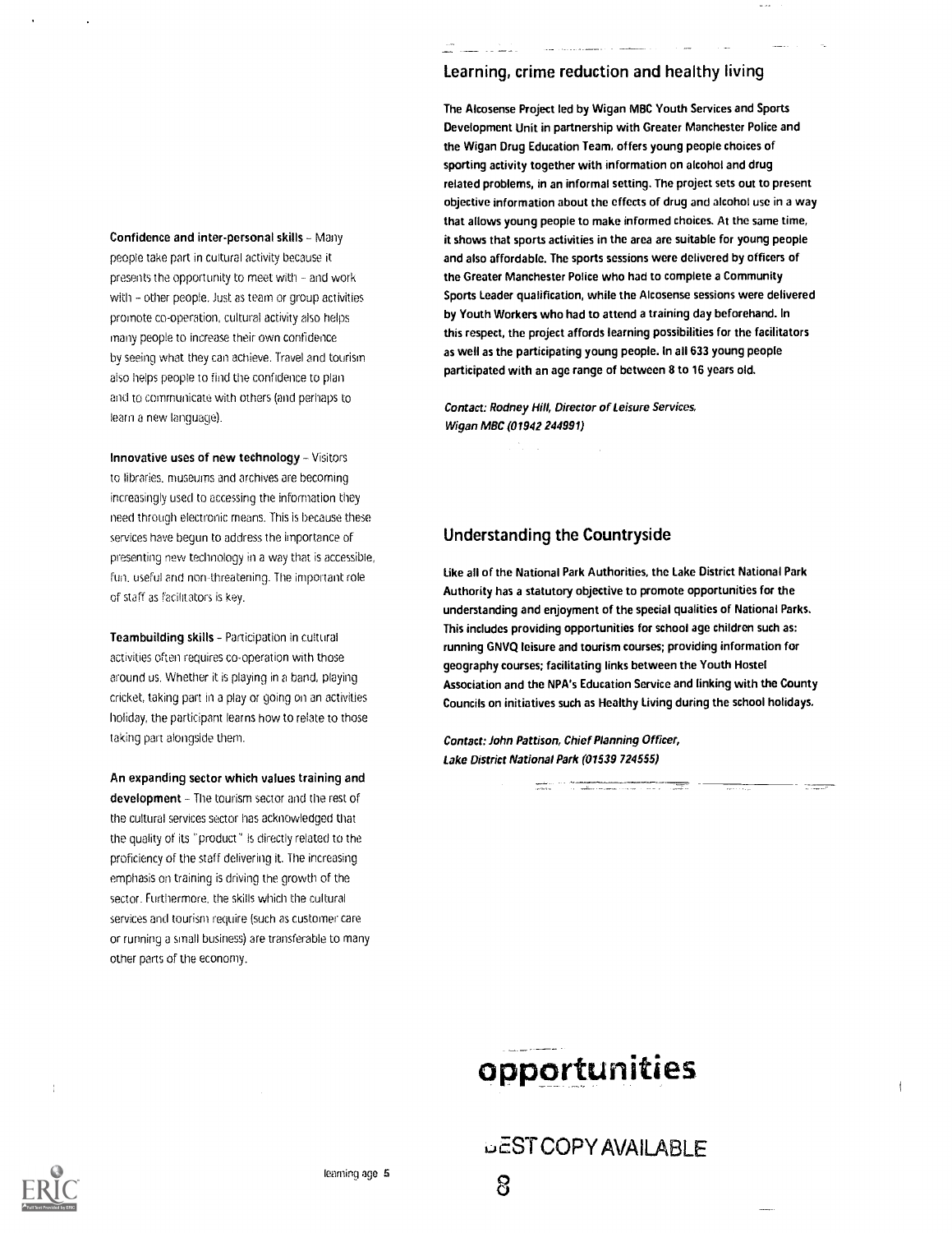**Confidence and inter-personal skills** – Many people take part in cultural activity because it presents the opportunity to meet with – and work with – other people. Just as team or group activities promote co-operation, cultural activity also helps many people to increase their own confidence by seeing what they can achieve. Travel and tourism also helps people to find the confidence to plan and to communicate with others (and perhaps to learn a new language).

**Innovative uses of new technology** – Visitors to libraries, museums and archives are becoming increasingly used to accessing the information they need through electronic means. This is because these services have begun to address the importance of presenting new technology in a way that is accessible, fun, useful and non-threatening. The important role of staff as facilitators is key.

**Teambuilding skills** – Participation in cultural activities often requires co-operation with those around us. Whether it is playing in a band, playing cricket, taking part in a play or going on an activities holiday, the participant learns how to relate to those taking part alongside them.

**An expanding sector which values training and development** – The tourism sector and the rest of the cultural services sector has acknowledged that the quality of its "product" is directly related to the proficiency of the staff delivering it. The increasing emphasis on training is driving the growth of the sector. Furthermore, the skills which the cultural services and tourism require (such as customer care or running a small business) are transferable to many other parts of the economy.

## Learning, crime reduction and healthy living

The Alcosense Project led by Wigan MBC Youth Services and Sports Development Unit in partnership with Greater Manchester Police and the Wigan Drug Education Team, offers young people choices of sporting activity together with information on alcohol and drug related problems, in an informal setting. The project sets out to present objective information about the effects of drug and alcohol use in a way that allows young people to make informed choices. At the same time, it shows that sports activities in the area are suitable for young people and also affordable. The sports sessions were delivered by officers of the Greater Manchester Police who had to complete a Community Sports Leader qualification, while the Alcosense sessions were delivered by Youth Workers who had to attend a training day beforehand. In this respect, the project affords learning possibilities for the facilitators as well as the participating young people. In all 633 young people participated with an age range of between 8 to 16 years old.

*Contact: Rodney Hill, Director of Leisure Services, Wigan MBC (01942 244991)*

## Understanding the Countryside

Like all of the National Park Authorities, the Lake District National Park Authority has a statutory objective to promote opportunities for the understanding and enjoyment of the special qualities of National Parks. This includes providing opportunities for school age children such as: running GNVQ leisure and tourism courses; providing information for geography courses; facilitating links between the Youth Hostel Association and the NPA's Education Service and linking with the County Councils on initiatives such as Healthy Living during the school holidays.

*Contact: John Pattison, Chief Planning Officer, Lake District National Park (01539 724555)*

# opportunities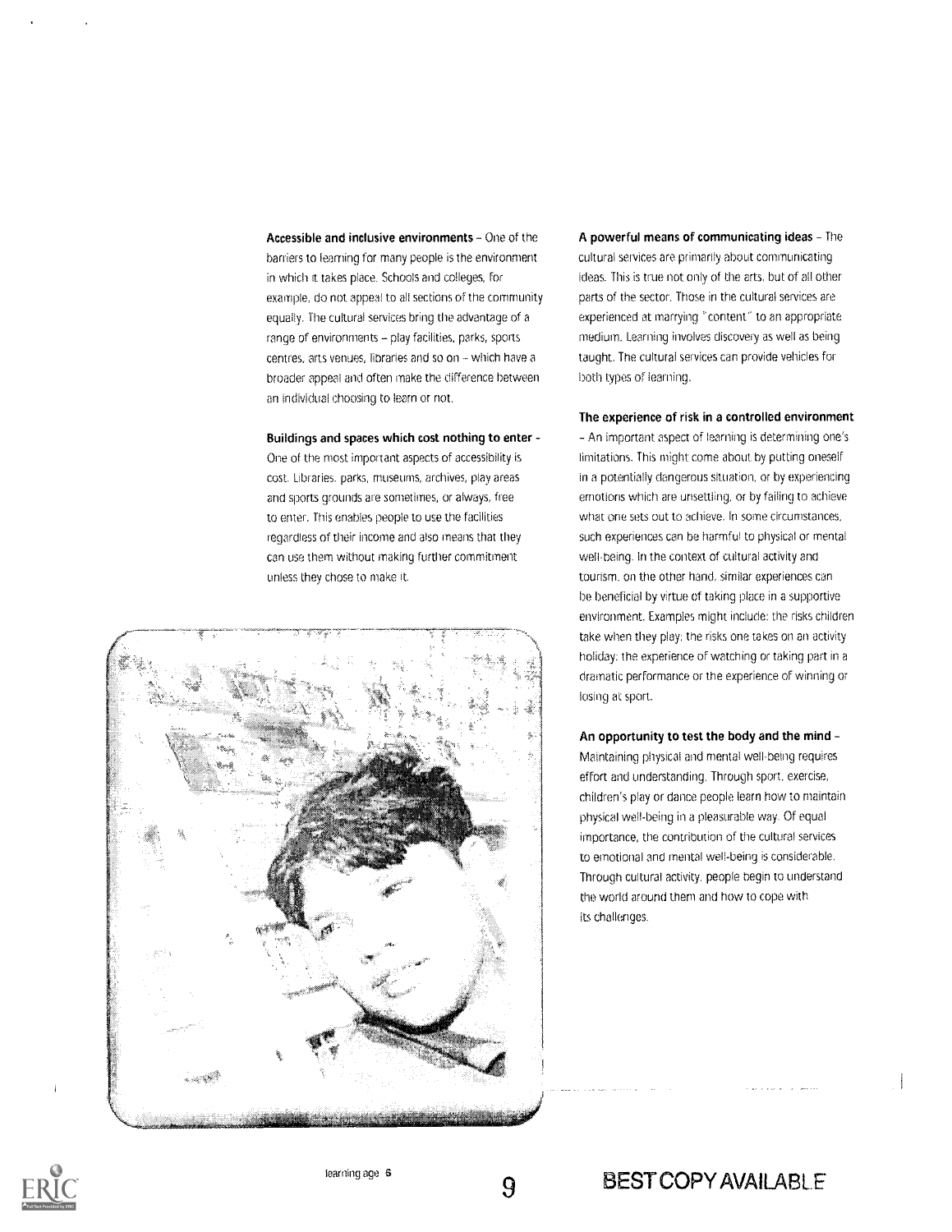**Accessible and inclusive environments** – One of the barriers to learning for many people is the environment in which it takes place. Schools and colleges, for example, do not appeal to all sections of the community equally. The cultural services bring the advantage of a range of environments – play facilities, parks, sports centres, arts venues, libraries and so on – which have a broader appeal and often make the difference between an individual choosing to learn or not.

**Buildings and spaces which cost nothing to enter** – One of the most important aspects of accessibility is cost. Libraries, parks, museums, archives, play areas and sports grounds are sometimes, or always, free to enter. This enables people to use the facilities regardless of their income and also means that they can use them without making further commitment unless they chose to make it.

**A powerful means of communicating ideas** – The cultural services are primarily about communicating ideas. This is true not only of the arts, but of all other parts of the sector. Those in the cultural services are experienced at marrying "content" to an appropriate medium. Learning involves discovery as well as being taught. The cultural services can provide vehicles for both types of learning.

**The experience of risk in a controlled environment** – An important aspect of learning is determining one's limitations. This might come about by putting oneself in a potentially dangerous situation, or by experiencing emotions which are unsettling, or by failing to achieve what one sets out to achieve. In some circumstances, such experiences can be harmful to physical or mental well-being. In the context of cultural activity and tourism, on the other hand, similar experiences can be beneficial by virtue of taking place in a supportive environment. Examples might include: the risks children take when they play; the risks one takes on an activity holiday; the experience of watching or taking part in a dramatic performance or the experience of winning or losing at sport.

**An opportunity to test the body and the mind** – Maintaining physical and mental well-being requires effort and understanding. Through sport, exercise, children's play or dance people learn how to maintain physical well-being in a pleasurable way. Of equal importance, the contribution of the cultural services to emotional and mental well-being is considerable. Through cultural activity, people begin to understand the world around them and how to cope with its challenges.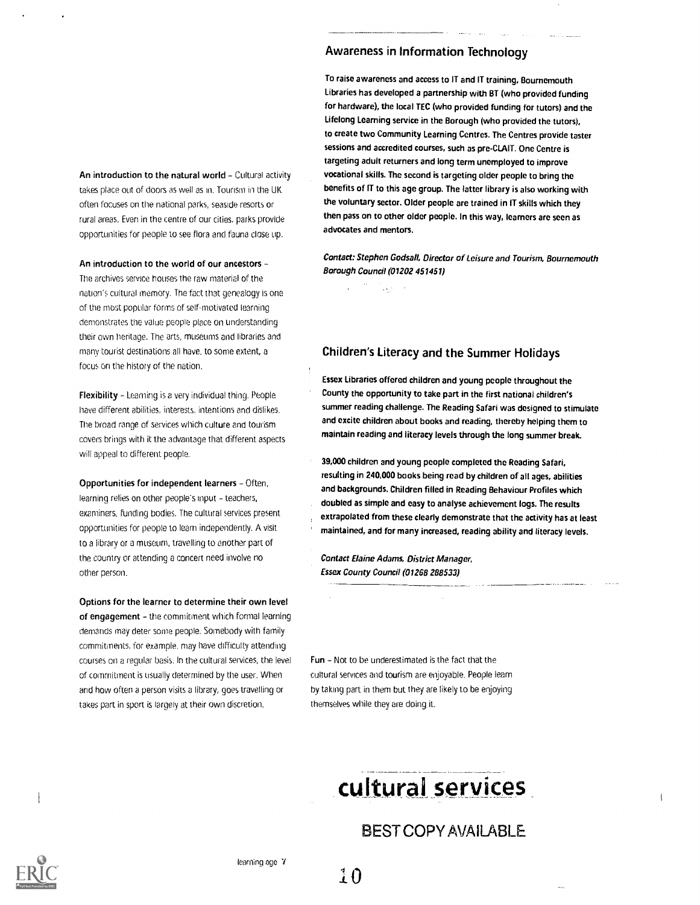**An introduction to the natural world** – Cultural activity takes place out of doors as well as in. Tourism in the UK often focuses on the national parks, seaside resorts or rural areas. Even in the centre of our cities, parks provide opportunities for people to see flora and fauna close up.

**An introduction to the world of our ancestors** – The archives service houses the raw material of the nation's cultural memory. The fact that genealogy is one of the most popular forms of self-motivated learning demonstrates the value people place on understanding their own heritage. The arts, museums and libraries and many tourist destinations all have, to some extent, a focus on the history of the nation.

**Flexibility** – Learning is a very individual thing. People have different abilities, interests, intentions and dislikes. The broad range of services which culture and tourism covers brings with it the advantage that different aspects will appeal to different people.

**Opportunities for independent learners** – Often, learning relies on other people's input – teachers, examiners, funding bodies. The cultural services present opportunities for people to learn independently. A visit to a library or a museum, travelling to another part of the country or attending a concert need involve no other person.

**Options for the learner to determine their own level of engagement** – the commitment which formal learning demands may deter some people. Somebody with family commitments, for example, may have difficulty attending courses on a regular basis. In the cultural services, the level of commitment is usually determined by the user. When and how often a person visits a library, goes travelling or takes part in sport is largely at their own discretion.

## Awareness in Information Technology

To raise awareness and access to IT and IT training, Bournemouth Libraries has developed a partnership with BT (who provided funding for hardware), the local TEC (who provided funding for tutors) and the Lifelong Learning service in the Borough (who provided the tutors), to create two Community Learning Centres. The Centres provide taster sessions and accredited courses, such as pre-CLAIT. One Centre is targeting adult returners and long term unemployed to improve vocational skills. The second is targeting older people to bring the benefits of IT to this age group. The latter library is also working with the voluntary sector. Older people are trained in IT skills which they then pass on to other older people. In this way, learners are seen as advocates and mentors.

*Contact: Stephen Godsall, Director of Leisure and Tourism, Bournemouth Borough Council (01202 451451)*

## Children's Literacy and the Summer Holidays

Essex Libraries offered children and young people throughout the County the opportunity to take part in the first national children's summer reading challenge. The Reading Safari was designed to stimulate and excite children about books and reading, thereby helping them to maintain reading and literacy levels through the long summer break.

39,000 children and young people completed the Reading Safari, resulting in 240,000 books being read by children of all ages, abilities and backgrounds. Children filled in Reading Behaviour Profiles which doubled as simple and easy to analyse achievement logs. The results extrapolated from these clearly demonstrate that the activity has at least maintained, and for many increased, reading ability and literacy levels.

*Contact Elaine Adams, District Manager, Essex County Council (01268 288533)*

**Fun** – Not to be underestimated is the fact that the cultural services and tourism are enjoyable. People learn by taking part in them but they are likely to be enjoying themselves while they are doing it.

**cultural services**

BEST COPY AVAILABLE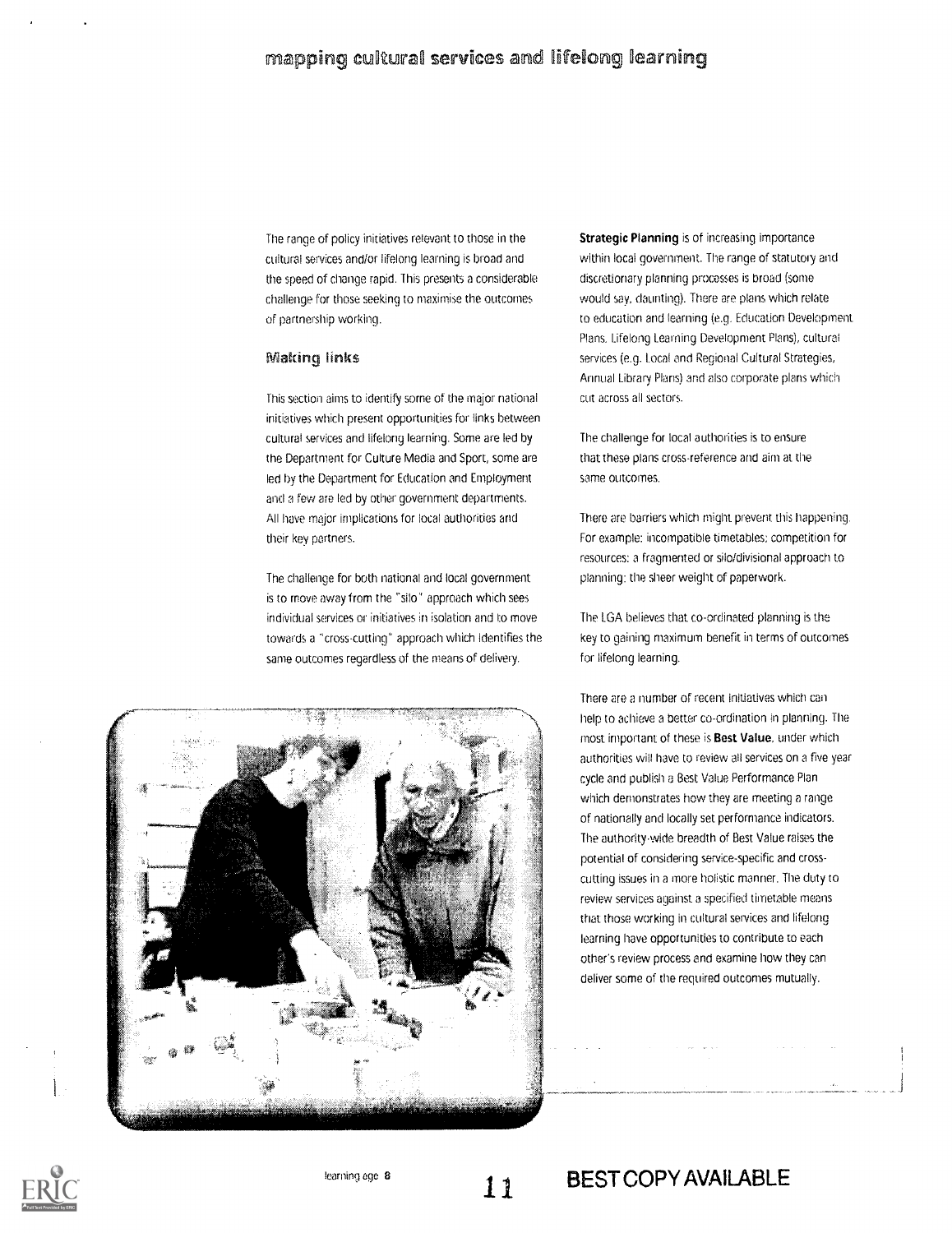The range of policy initiatives relevant to those in the cultural services and/or lifelong learning is broad and the speed of change rapid. This presents a considerable challenge for those seeking to maximise the outcomes of partnership working.

## Making links

This section aims to identify some of the major national initiatives which present opportunities for links between cultural services and lifelong learning. Some are led by the Department for Culture Media and Sport, some are led by the Department for Education and Employment and a few are led by other government departments. All have major implications for local authorities and their key partners.

The challenge for both national and local government is to move away from the "silo" approach which sees individual services or initiatives in isolation and to move towards a "cross-cutting" approach which identifies the same outcomes regardless of the means of delivery.

**Strategic Planning** is of increasing importance within local government. The range of statutory and discretionary planning processes is broad (some would say, daunting). There are plans which relate to education and learning (e.g. Education Development Plans, Lifelong Learning Development Plans), cultural services (e.g. Local and Regional Cultural Strategies, Annual Library Plans) and also corporate plans which cut across all sectors.

The challenge for local authorities is to ensure that these plans cross-reference and aim at the same outcomes.

There are barriers which might prevent this happening. For example: incompatible timetables; competition for resources; a fragmented or silo/divisional approach to planning; the sheer weight of paperwork.

The LGA believes that co-ordinated planning is the key to gaining maximum benefit in terms of outcomes for lifelong learning.

There are a number of recent initiatives which can help to achieve a better co-ordination in planning. The most important of these is **Best Value**, under which authorities will have to review all services on a five year cycle and publish a Best Value Performance Plan which demonstrates how they are meeting a range of nationally and locally set performance indicators. The authority-wide breadth of Best Value raises the potential of considering service-specific and cross-cutting issues in a more holistic manner. The duty to review services against a specified timetable means that those working in cultural services and lifelong learning have opportunities to contribute to each other's review process and examine how they can deliver some of the required outcomes mutually.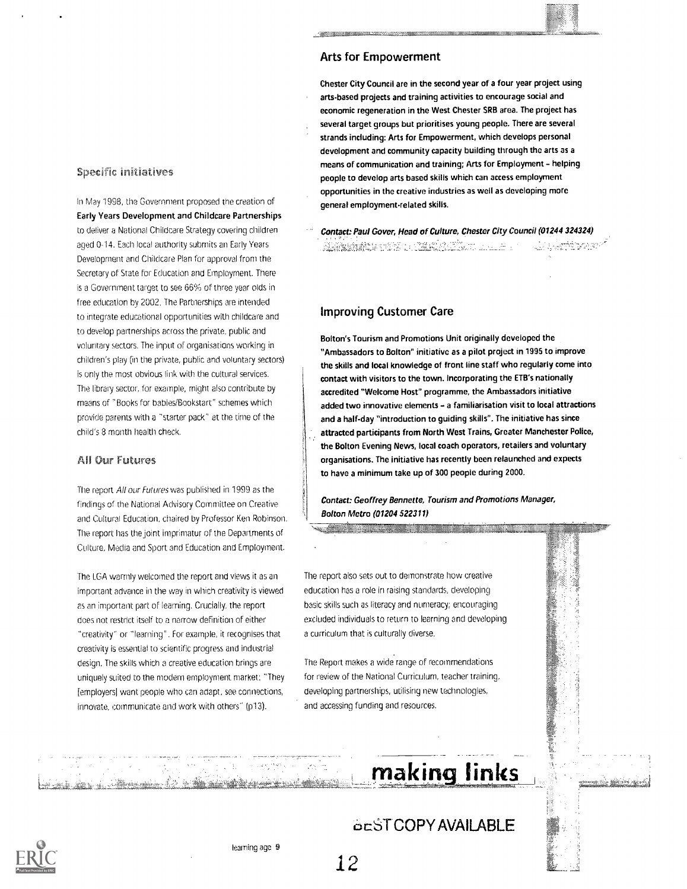## Specific initiatives

In May 1998, the Government proposed the creation of **Early Years Development and Childcare Partnerships** to deliver a National Childcare Strategy covering children aged 0-14. Each local authority submits an Early Years Development and Childcare Plan for approval from the Secretary of State for Education and Employment. There is a Government target to see 66% of three year olds in free education by 2002. The Partnerships are intended to integrate educational opportunities with childcare and to develop partnerships across the private, public and voluntary sectors. The input of organisations working in children's play (in the private, public and voluntary sectors) is only the most obvious link with the cultural services. The library sector, for example, might also contribute by means of "Books for babies/Bookstart" schemes which provide parents with a "starter pack" at the time of the child's 8 month health check.

## All Our Futures

The report *All our Futures* was published in 1999 as the findings of the National Advisory Committee on Creative and Cultural Education, chaired by Professor Ken Robinson. The report has the joint imprimatur of the Departments of Culture, Media and Sport and Education and Employment.

The LGA warmly welcomed the report and views it as an important advance in the way in which creativity is viewed as an important part of learning. Crucially, the report does not restrict itself to a narrow definition of either "creativity" or "learning". For example, it recognises that creativity is essential to scientific progress and industrial design. The skills which a creative education brings are uniquely suited to the modern employment market: "They [employers] want people who can adapt, see connections, innovate, communicate and work with others" (p13).

The report also sets out to demonstrate how creative education has a role in raising standards, developing basic skills such as literacy and numeracy; encouraging excluded individuals to return to learning and developing a curriculum that is culturally diverse.

The Report makes a wide range of recommendations for review of the National Curriculum, teacher training, developing partnerships, utilising new technologies, and accessing funding and resources.

### Arts for Empowerment

**Chester City Council are in the second year of a four year project using arts-based projects and training activities to encourage social and economic regeneration in the West Chester SRB area. The project has several target groups but prioritises young people. There are several strands including: Arts for Empowerment, which develops personal development and community capacity building through the arts as a means of communication and training; Arts for Employment – helping people to develop arts based skills which can access employment opportunities in the creative industries as well as developing more general employment-related skills.**

***Contact: Paul Gover, Head of Culture, Chester City Council (01244 324324)***

### Improving Customer Care

**Bolton's Tourism and Promotions Unit originally developed the "Ambassadors to Bolton" initiative as a pilot project in 1995 to improve the skills and local knowledge of front line staff who regularly come into contact with visitors to the town. Incorporating the ETB's nationally accredited "Welcome Host" programme, the Ambassadors initiative added two innovative elements – a familiarisation visit to local attractions and a half-day "introduction to guiding skills". The initiative has since attracted participants from North West Trains, Greater Manchester Police, the Bolton Evening News, local coach operators, retailers and voluntary organisations. The initiative has recently been relaunched and expects to have a minimum take up of 300 people during 2000.**

***Contact: Geoffrey Bennette, Tourism and Promotions Manager, Bolton Metro (01204 522311)***

making links

BEST COPY AVAILABLE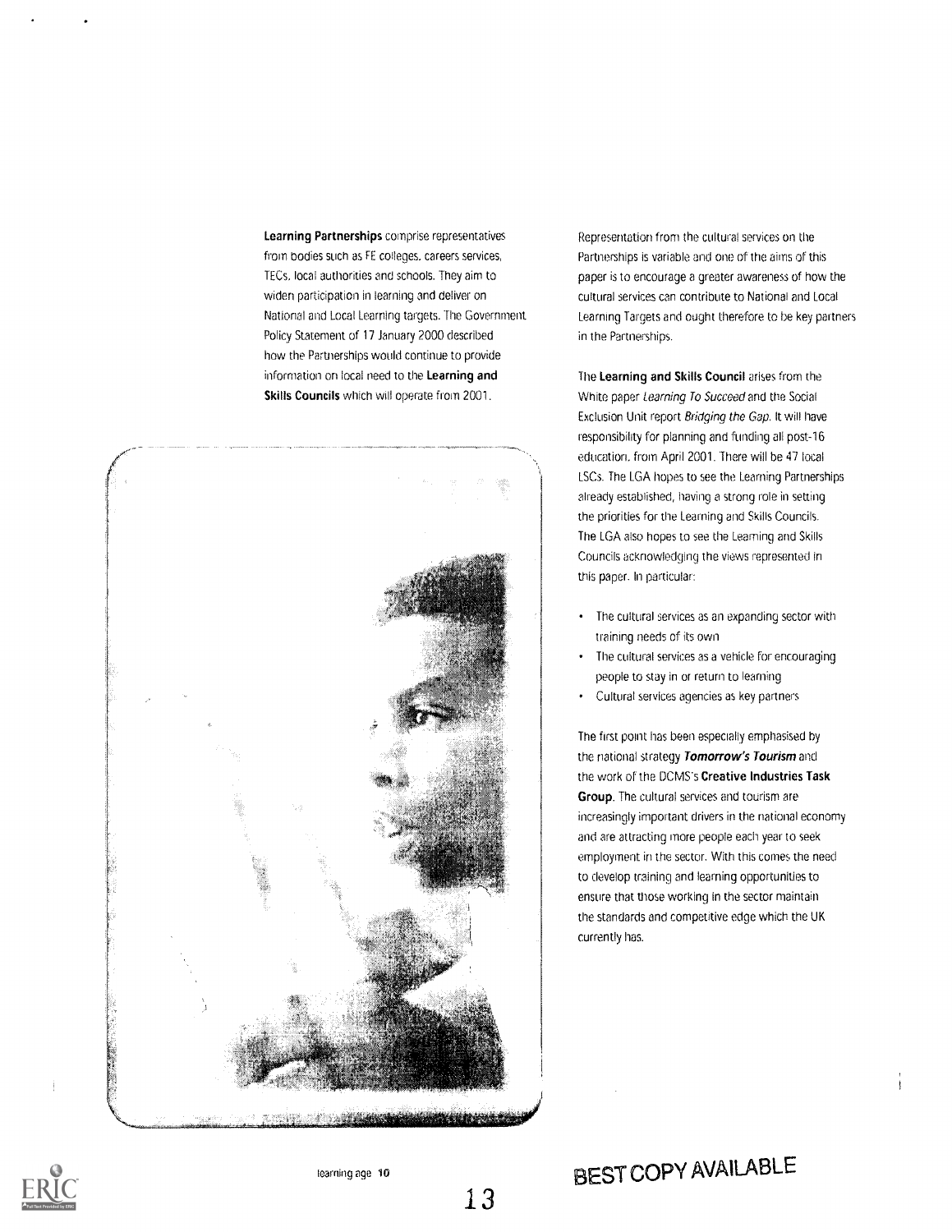**Learning Partnerships** comprise representatives from bodies such as FE colleges, careers services, TECs, local authorities and schools. They aim to widen participation in learning and deliver on National and Local Learning targets. The Government Policy Statement of 17 January 2000 described how the Partnerships would continue to provide information on local need to the **Learning and Skills Councils** which will operate from 2001.

Representation from the cultural services on the Partnerships is variable and one of the aims of this paper is to encourage a greater awareness of how the cultural services can contribute to National and Local Learning Targets and ought therefore to be key partners in the Partnerships.

The **Learning and Skills Council** arises from the White paper *Learning To Succeed* and the Social Exclusion Unit report *Bridging the Gap*. It will have responsibility for planning and funding all post-16 education, from April 2001. There will be 47 local LSCs. The LGA hopes to see the Learning Partnerships already established, having a strong role in setting the priorities for the Learning and Skills Councils. The LGA also hopes to see the Learning and Skills Councils acknowledging the views represented in this paper. In particular:

- The cultural services as an expanding sector with training needs of its own
- The cultural services as a vehicle for encouraging people to stay in or return to learning
- Cultural services agencies as key partners

The first point has been especially emphasised by the national strategy ***Tomorrow's Tourism*** and the work of the DCMS's **Creative Industries Task Group**. The cultural services and tourism are increasingly important drivers in the national economy and are attracting more people each year to seek employment in the sector. With this comes the need to develop training and learning opportunities to ensure that those working in the sector maintain the standards and competitive edge which the UK currently has.

BEST COPY AVAILABLE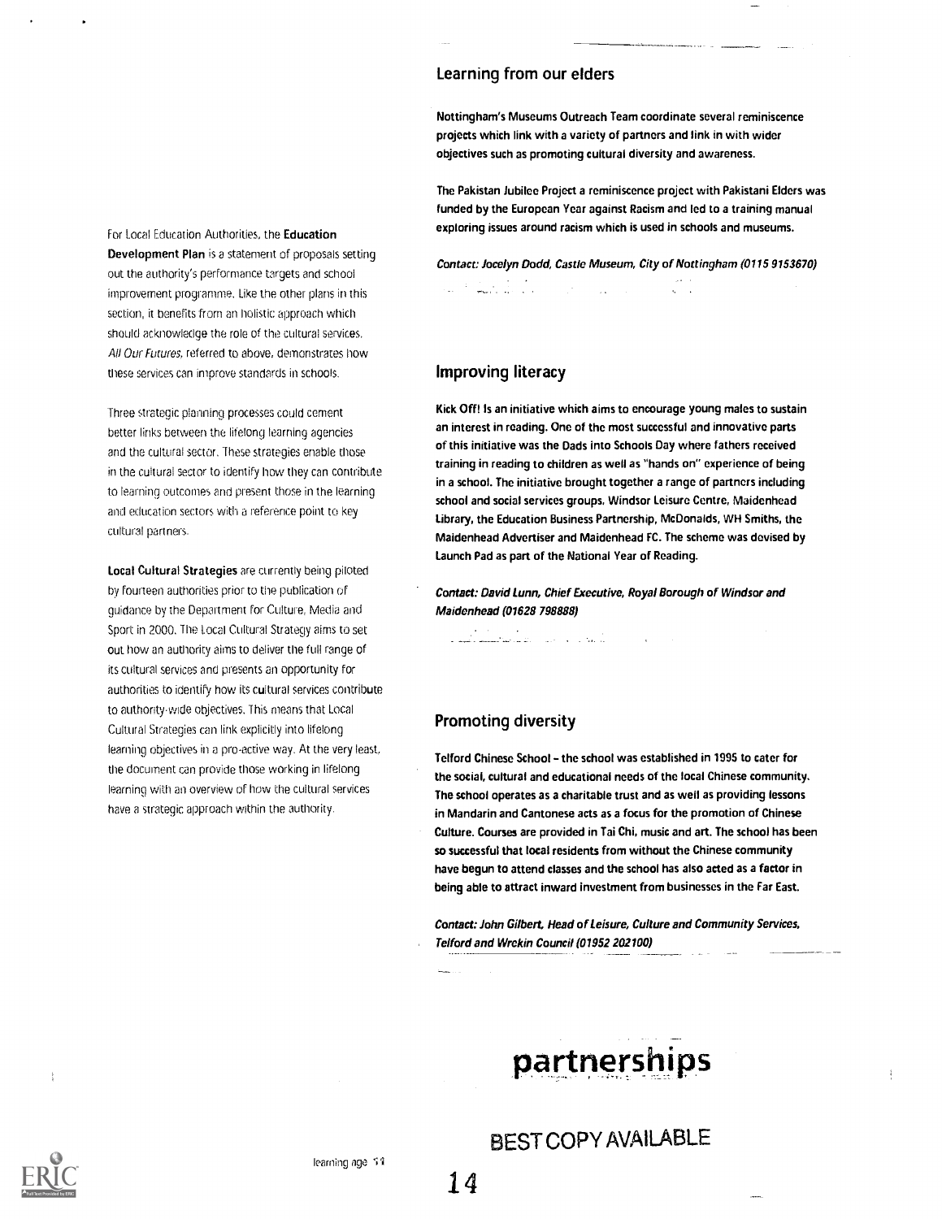For Local Education Authorities, the **Education Development Plan** is a statement of proposals setting out the authority's performance targets and school improvement programme. Like the other plans in this section, it benefits from an holistic approach which should acknowledge the role of the cultural services. *All Our Futures*, referred to above, demonstrates how these services can improve standards in schools.

Three strategic planning processes could cement better links between the lifelong learning agencies and the cultural sector. These strategies enable those in the cultural sector to identify how they can contribute to learning outcomes and present those in the learning and education sectors with a reference point to key cultural partners.

**Local Cultural Strategies** are currently being piloted by fourteen authorities prior to the publication of guidance by the Department for Culture, Media and Sport in 2000. The Local Cultural Strategy aims to set out how an authority aims to deliver the full range of its cultural services and presents an opportunity for authorities to identify how its cultural services contribute to authority-wide objectives. This means that Local Cultural Strategies can link explicitly into lifelong learning objectives in a pro-active way. At the very least, the document can provide those working in lifelong learning with an overview of how the cultural services have a strategic approach within the authority.

## Learning from our elders

**Nottingham's Museums Outreach Team coordinate several reminiscence projects which link with a variety of partners and link in with wider objectives such as promoting cultural diversity and awareness.**

**The Pakistan Jubilee Project a reminiscence project with Pakistani Elders was funded by the European Year against Racism and led to a training manual exploring issues around racism which is used in schools and museums.**

***Contact: Jocelyn Dodd, Castle Museum, City of Nottingham (0115 9153670)***

## Improving literacy

**Kick Off! Is an initiative which aims to encourage young males to sustain an interest in reading. One of the most successful and innovative parts of this initiative was the Dads into Schools Day where fathers received training in reading to children as well as "hands on" experience of being in a school. The initiative brought together a range of partners including school and social services groups, Windsor Leisure Centre, Maidenhead Library, the Education Business Partnership, McDonalds, WH Smiths, the Maidenhead Advertiser and Maidenhead FC. The scheme was devised by Launch Pad as part of the National Year of Reading.**

***Contact: David Lunn, Chief Executive, Royal Borough of Windsor and Maidenhead (01628 798888)***

## Promoting diversity

**Telford Chinese School – the school was established in 1995 to cater for the social, cultural and educational needs of the local Chinese community. The school operates as a charitable trust and as well as providing lessons in Mandarin and Cantonese acts as a focus for the promotion of Chinese Culture. Courses are provided in Tai Chi, music and art. The school has been so successful that local residents from without the Chinese community have begun to attend classes and the school has also acted as a factor in being able to attract inward investment from businesses in the Far East.**

***Contact: John Gilbert, Head of Leisure, Culture and Community Services, Telford and Wrekin Council (01952 202100)***

# partnerships

BEST COPY AVAILABLE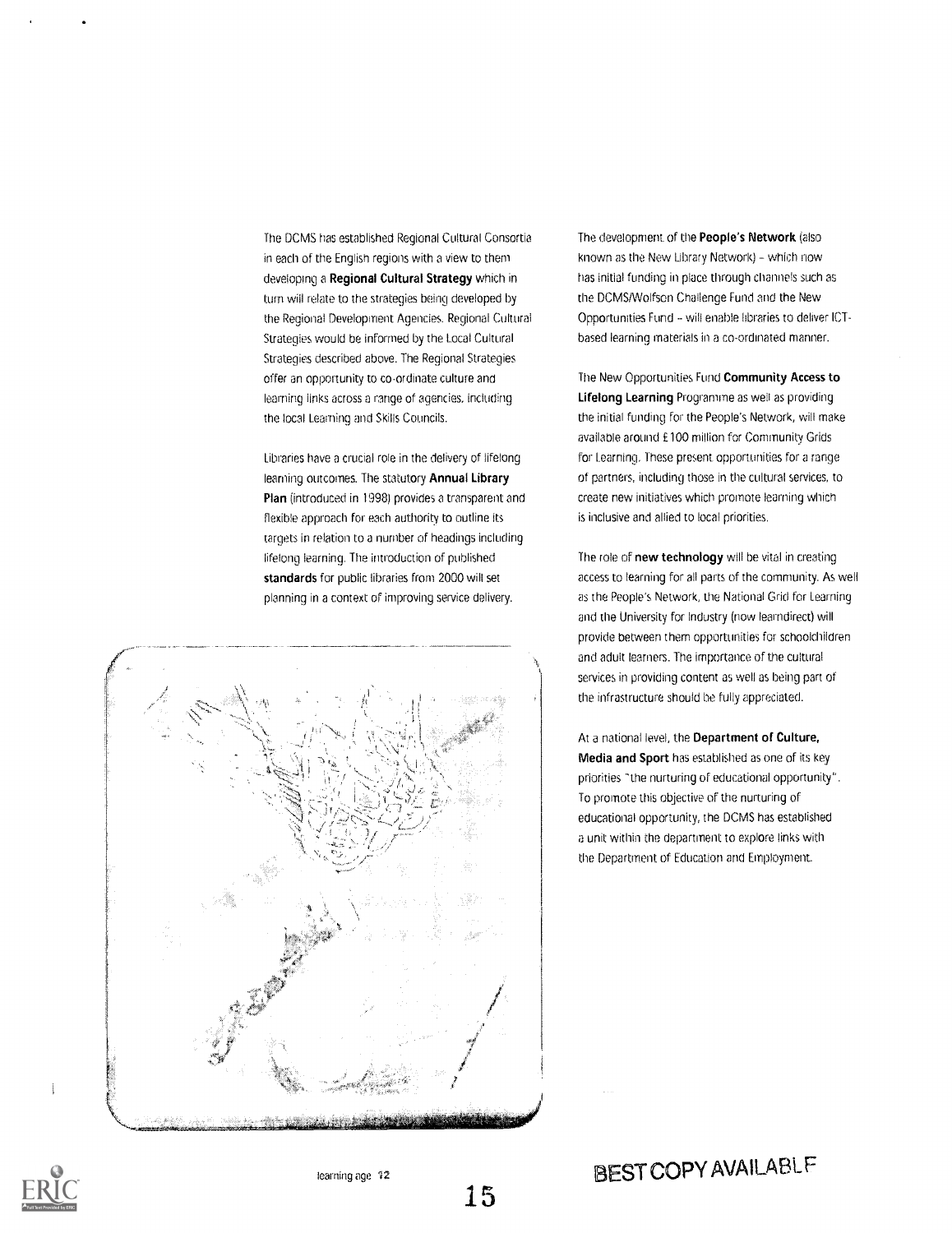The DCMS has established Regional Cultural Consortia in each of the English regions with a view to them developing a **Regional Cultural Strategy** which in turn will relate to the strategies being developed by the Regional Development Agencies. Regional Cultural Strategies would be informed by the Local Cultural Strategies described above. The Regional Strategies offer an opportunity to co-ordinate culture and learning links across a range of agencies, including the local Learning and Skills Councils.

Libraries have a crucial role in the delivery of lifelong learning outcomes. The statutory **Annual Library Plan** (introduced in 1998) provides a transparent and flexible approach for each authority to outline its targets in relation to a number of headings including lifelong learning. The introduction of published **standards** for public libraries from 2000 will set planning in a context of improving service delivery.

The development of the **People's Network** (also known as the New Library Network) – which now has initial funding in place through channels such as the DCMS/Wolfson Challenge Fund and the New Opportunities Fund – will enable libraries to deliver ICT-based learning materials in a co-ordinated manner.

The New Opportunities Fund **Community Access to Lifelong Learning** Programme as well as providing the initial funding for the People's Network, will make available around £100 million for Community Grids for Learning. These present opportunities for a range of partners, including those in the cultural services, to create new initiatives which promote learning which is inclusive and allied to local priorities.

The role of **new technology** will be vital in creating access to learning for all parts of the community. As well as the People's Network, the National Grid for Learning and the University for Industry (now learndirect) will provide between them opportunities for schoolchildren and adult learners. The importance of the cultural services in providing content as well as being part of the infrastructure should be fully appreciated.

At a national level, the **Department of Culture, Media and Sport** has established as one of its key priorities "the nurturing of educational opportunity". To promote this objective of the nurturing of educational opportunity, the DCMS has established a unit within the department to explore links with the Department of Education and Employment.

BEST COPY AVAILABLE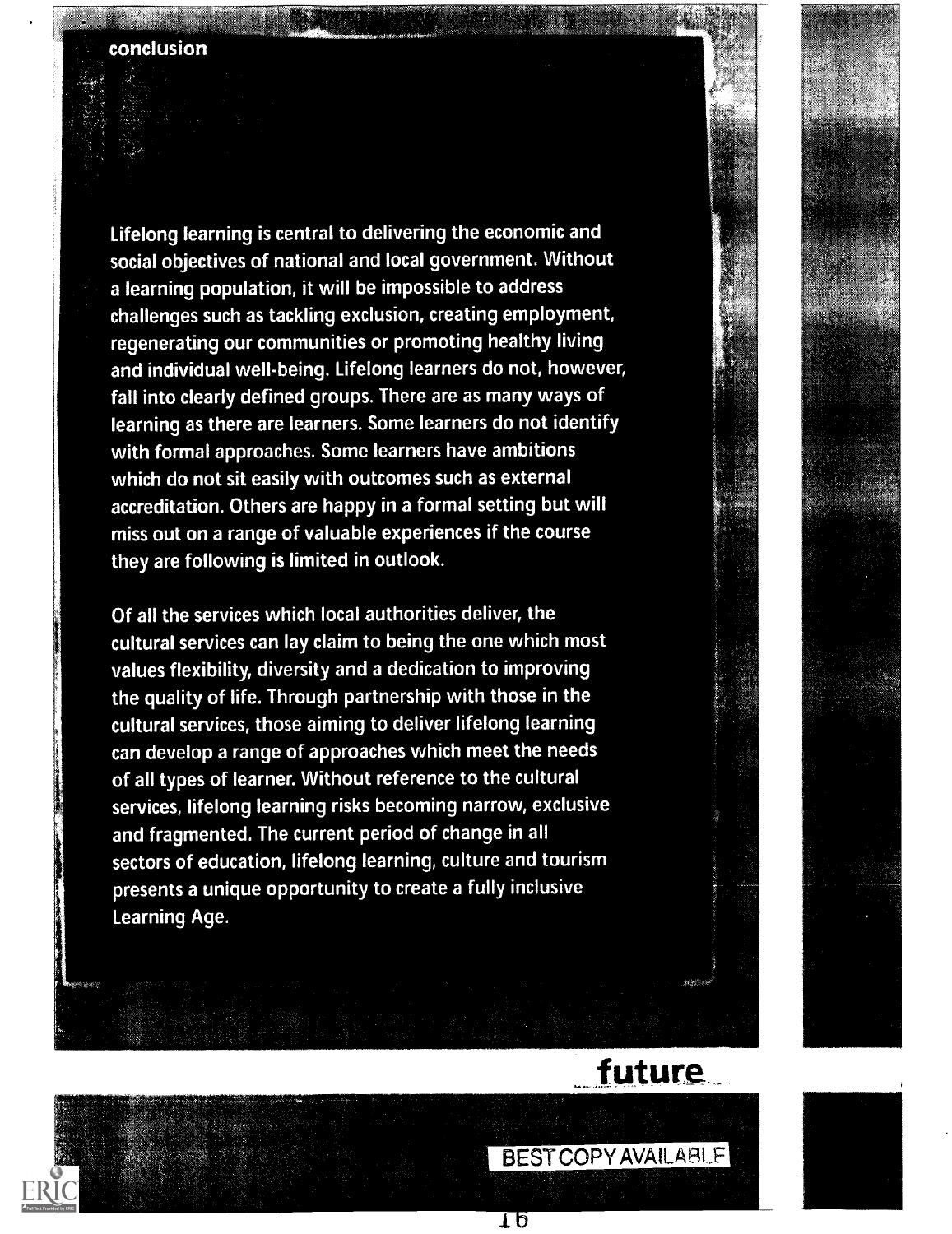## conclusion

Lifelong learning is central to delivering the economic and social objectives of national and local government. Without a learning population, it will be impossible to address challenges such as tackling exclusion, creating employment, regenerating our communities or promoting healthy living and individual well-being. Lifelong learners do not, however, fall into clearly defined groups. There are as many ways of learning as there are learners. Some learners do not identify with formal approaches. Some learners have ambitions which do not sit easily with outcomes such as external accreditation. Others are happy in a formal setting but will miss out on a range of valuable experiences if the course they are following is limited in outlook.

Of all the services which local authorities deliver, the cultural services can lay claim to being the one which most values flexibility, diversity and a dedication to improving the quality of life. Through partnership with those in the cultural services, those aiming to deliver lifelong learning can develop a range of approaches which meet the needs of all types of learner. Without reference to the cultural services, lifelong learning risks becoming narrow, exclusive and fragmented. The current period of change in all sectors of education, lifelong learning, culture and tourism presents a unique opportunity to create a fully inclusive Learning Age.

**future**

BEST COPY AVAILABLE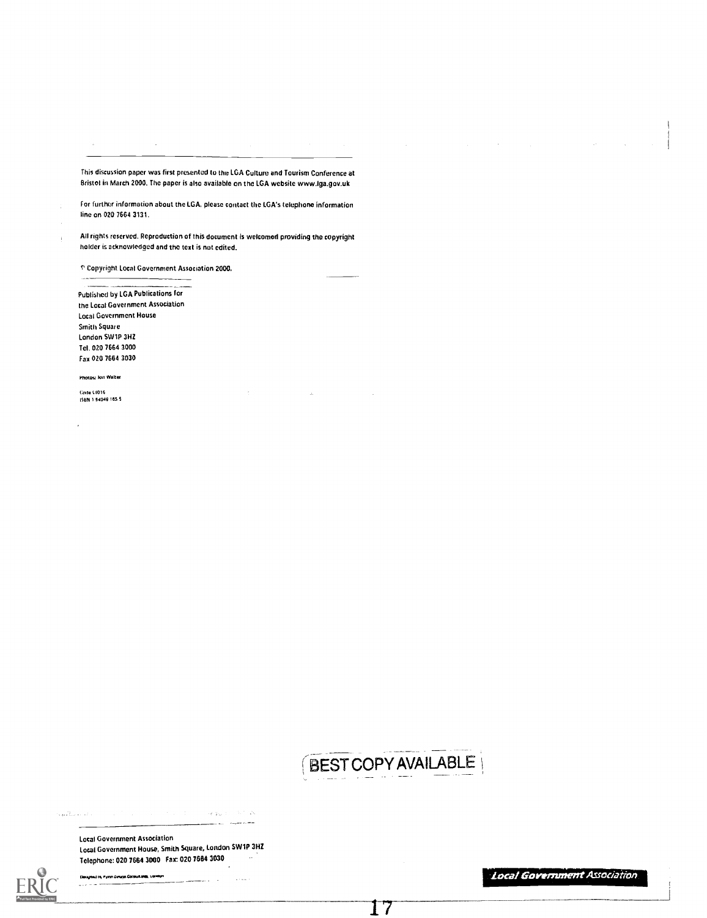This discussion paper was first presented to the LGA Culture and Tourism Conference at Bristol in March 2000. The paper is also available on the LGA website www.lga.gov.uk

For further information about the LGA, please contact the LGA's telephone information line on 020 7664 3131.

All rights reserved. Reproduction of this document is welcomed providing the copyright holder is acknowledged and the text is not edited.

© Copyright Local Government Association 2000.

Published by LGA Publications for
the Local Government Association
Local Government House
Smith Square
London SW1P 3HZ
Tel. 020 7664 3000
Fax 020 7664 3030

Photos: Jon Walter

Code C1016
ISBN 1 84049 165 5

BEST COPY AVAILABLE

Local Government Association
Local Government House, Smith Square, London SW1P 3HZ
Telephone: 020 7664 3000 Fax: 020 7664 3030

Designed by Fynn Design Consultants, London

*Local Government Association*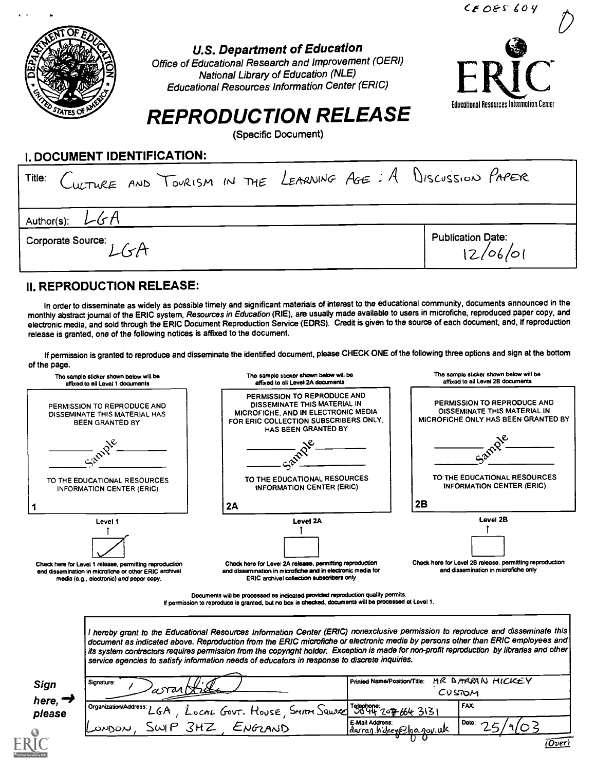CE 085 604

U.S. Department of Education
Office of Educational Research and Improvement (OERI)
National Library of Education (NLE)
Educational Resources Information Center (ERIC)

ERIC Educational Resources Information Center

# REPRODUCTION RELEASE

(Specific Document)

## I. DOCUMENT IDENTIFICATION:

| | |
|---|---|
| Title: CULTURE AND TOURISM IN THE LEARNING AGE: A DISCUSSION PAPER | |
| Author(s): LGA | |
| Corporate Source: LGA | Publication Date: 12/06/01 |

## II. REPRODUCTION RELEASE:

In order to disseminate as widely as possible timely and significant materials of interest to the educational community, documents announced in the monthly abstract journal of the ERIC system, *Resources in Education* (RIE), are usually made available to users in microfiche, reproduced paper copy, and electronic media, and sold through the ERIC Document Reproduction Service (EDRS). Credit is given to the source of each document, and, if reproduction release is granted, one of the following notices is affixed to the document.

If permission is granted to reproduce and disseminate the identified document, please CHECK ONE of the following three options and sign at the bottom of the page.

| The sample sticker shown below will be affixed to all Level 1 documents | The sample sticker shown below will be affixed to all Level 2A documents | The sample sticker shown below will be affixed to all Level 2B documents |
|---|---|---|
| PERMISSION TO REPRODUCE AND DISSEMINATE THIS MATERIAL HAS BEEN GRANTED BY<br>Sample<br>TO THE EDUCATIONAL RESOURCES INFORMATION CENTER (ERIC)<br>1 | PERMISSION TO REPRODUCE AND DISSEMINATE THIS MATERIAL IN MICROFICHE, AND IN ELECTRONIC MEDIA FOR ERIC COLLECTION SUBSCRIBERS ONLY, HAS BEEN GRANTED BY<br>Sample<br>TO THE EDUCATIONAL RESOURCES INFORMATION CENTER (ERIC)<br>2A | PERMISSION TO REPRODUCE AND DISSEMINATE THIS MATERIAL IN MICROFICHE ONLY HAS BEEN GRANTED BY<br>Sample<br>TO THE EDUCATIONAL RESOURCES INFORMATION CENTER (ERIC)<br>2B |
| Level 1 | Level 2A | Level 2B |
| ☑ | ☐ | ☐ |
| Check here for Level 1 release, permitting reproduction and dissemination in microfiche or other ERIC archival media (e.g., electronic) *and* paper copy. | Check here for Level 2A release, permitting reproduction and dissemination in microfiche and in electronic media for ERIC archival collection subscribers only | Check here for Level 2B release, permitting reproduction and dissemination in microfiche only |

Documents will be processed as indicated provided reproduction quality permits.
If permission to reproduce is granted, but no box is checked, documents will be processed at Level 1.

*I hereby grant to the Educational Resources Information Center (ERIC) nonexclusive permission to reproduce and disseminate this document as indicated above. Reproduction from the ERIC microfiche or electronic media by persons other than ERIC employees and its system contractors requires permission from the copyright holder. Exception is made for non-profit reproduction by libraries and other service agencies to satisfy information needs of educators in response to discrete inquiries.*

**Sign here, → please**

| | | |
|---|---|---|
| Signature: Darran Hickey | Printed Name/Position/Title: MR DARRAN HICKEY CUSTOM | |
| Organization/Address: LGA, LOCAL GOVT. HOUSE, SMITH SQUARE LONDON, SW1P 3HZ, ENGLAND | Telephone: 0044 207 664 3131 | FAX: |
| | E-Mail Address: darran.hickey@lga.gov.uk | Date: 25/9/03 |

(Over)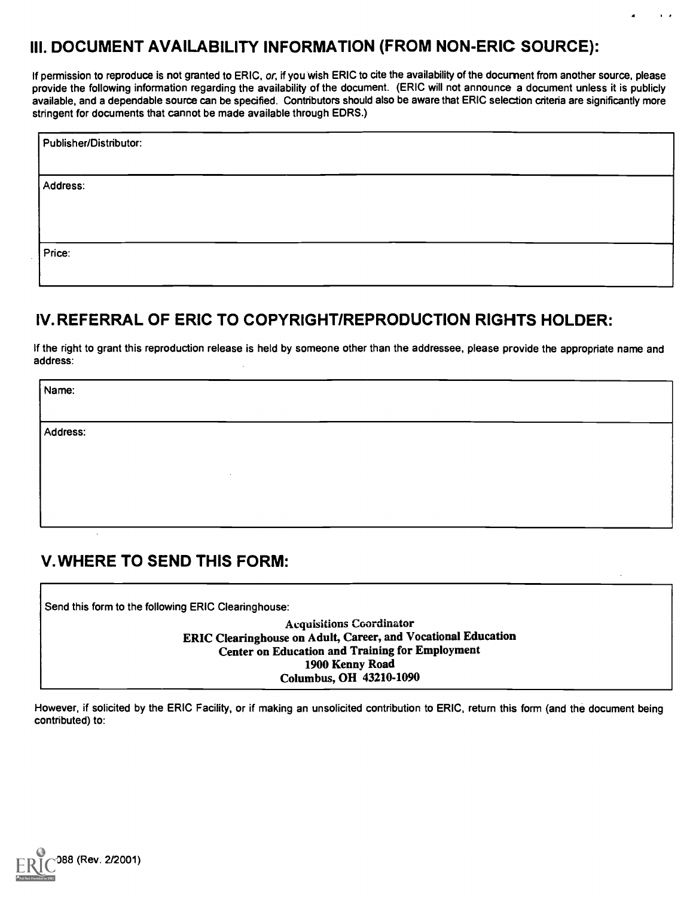## III. DOCUMENT AVAILABILITY INFORMATION (FROM NON-ERIC SOURCE):

If permission to reproduce is not granted to ERIC, *or*, if you wish ERIC to cite the availability of the document from another source, please provide the following information regarding the availability of the document. (ERIC will not announce a document unless it is publicly available, and a dependable source can be specified. Contributors should also be aware that ERIC selection criteria are significantly more stringent for documents that cannot be made available through EDRS.)

| |
|---|
| Publisher/Distributor: |
| Address: |
| Price: |

## IV. REFERRAL OF ERIC TO COPYRIGHT/REPRODUCTION RIGHTS HOLDER:

If the right to grant this reproduction release is held by someone other than the addressee, please provide the appropriate name and address:

| |
|---|
| Name: |
| Address: |

## V. WHERE TO SEND THIS FORM:

Send this form to the following ERIC Clearinghouse:

**Acquisitions Coordinator**
**ERIC Clearinghouse on Adult, Career, and Vocational Education**
**Center on Education and Training for Employment**
**1900 Kenny Road**
**Columbus, OH 43210-1090**

However, if solicited by the ERIC Facility, or if making an unsolicited contribution to ERIC, return this form (and the document being contributed) to:

088 (Rev. 2/2001)